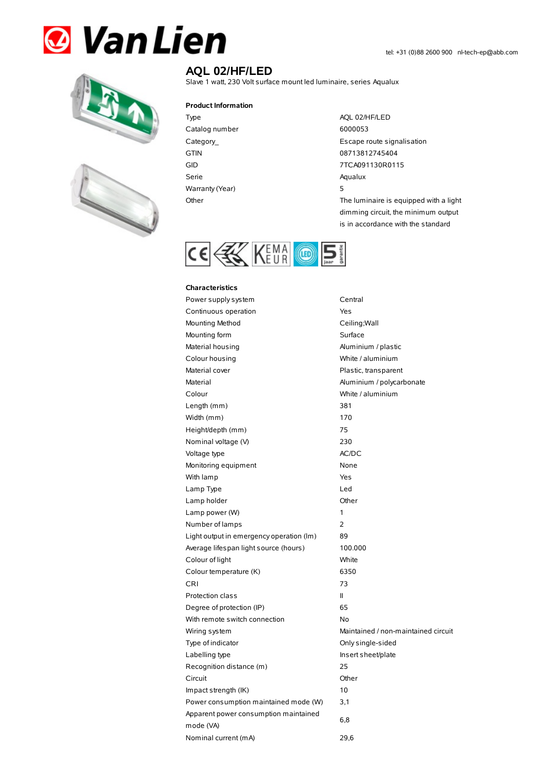Van Lien

tel: +31 (0)88 2600 900 nl-tech-ep@abb.com

# AQL 02/HF/LED

Slave 1 watt, 230 Volt surface mount led luminaire, series Aqualux

## Product Information

| | |
|---|---|
| Type | AQL 02/HF/LED |
| Catalog number | 6000053 |
| Category_ | Escape route signalisation |
| GTIN | 08713812745404 |
| GID | 7TCA091130R0115 |
| Serie | Aqualux |
| Warranty (Year) | 5 |
| Other | The luminaire is equipped with a light dimming circuit, the minimum output is in accordance with the standard |

## Characteristics

| | |
|---|---|
| Power supply system | Central |
| Continuous operation | Yes |
| Mounting Method | Ceiling;Wall |
| Mounting form | Surface |
| Material housing | Aluminium / plastic |
| Colour housing | White / aluminium |
| Material cover | Plastic, transparent |
| Material | Aluminium / polycarbonate |
| Colour | White / aluminium |
| Length (mm) | 381 |
| Width (mm) | 170 |
| Height/depth (mm) | 75 |
| Nominal voltage (V) | 230 |
| Voltage type | AC/DC |
| Monitoring equipment | None |
| With lamp | Yes |
| Lamp Type | Led |
| Lamp holder | Other |
| Lamp power (W) | 1 |
| Number of lamps | 2 |
| Light output in emergency operation (lm) | 89 |
| Average lifespan light source (hours) | 100.000 |
| Colour of light | White |
| Colour temperature (K) | 6350 |
| CRI | 73 |
| Protection class | II |
| Degree of protection (IP) | 65 |
| With remote switch connection | No |
| Wiring system | Maintained / non-maintained circuit |
| Type of indicator | Only single-sided |
| Labelling type | Insert sheet/plate |
| Recognition distance (m) | 25 |
| Circuit | Other |
| Impact strength (IK) | 10 |
| Power consumption maintained mode (W) | 3,1 |
| Apparent power consumption maintained mode (VA) | 6,8 |
| Nominal current (mA) | 29,6 |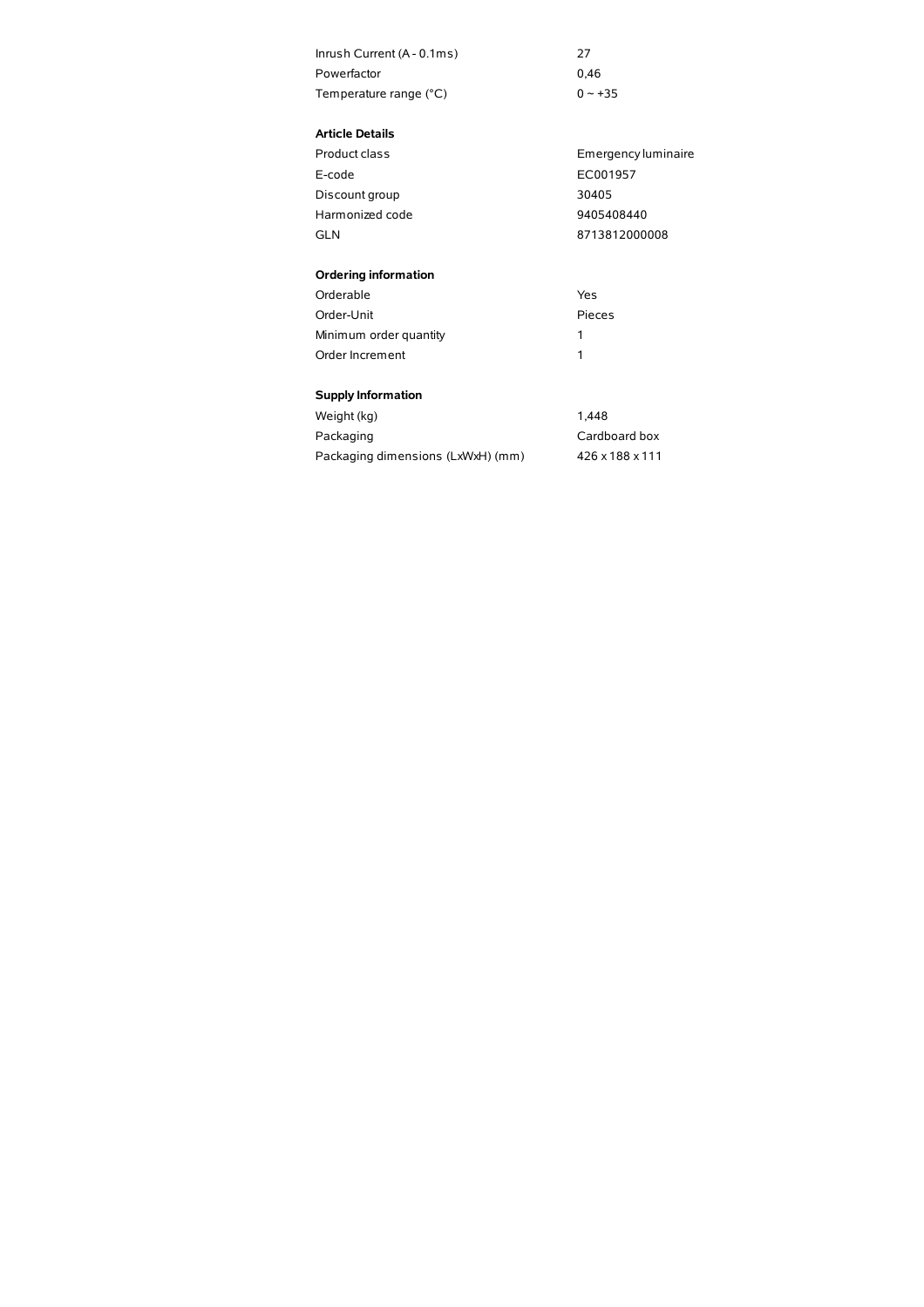| | |
|---|---|
| Inrush Current (A - 0.1ms) | 27 |
| Powerfactor | 0,46 |
| Temperature range (°C) | 0 ~ +35 |

**Article Details**

| | |
|---|---|
| Product class | Emergency luminaire |
| E-code | EC001957 |
| Discount group | 30405 |
| Harmonized code | 9405408440 |
| GLN | 8713812000008 |

**Ordering information**

| | |
|---|---|
| Orderable | Yes |
| Order-Unit | Pieces |
| Minimum order quantity | 1 |
| Order Increment | 1 |

**Supply Information**

| | |
|---|---|
| Weight (kg) | 1,448 |
| Packaging | Cardboard box |
| Packaging dimensions (LxWxH) (mm) | 426 x 188 x 111 |